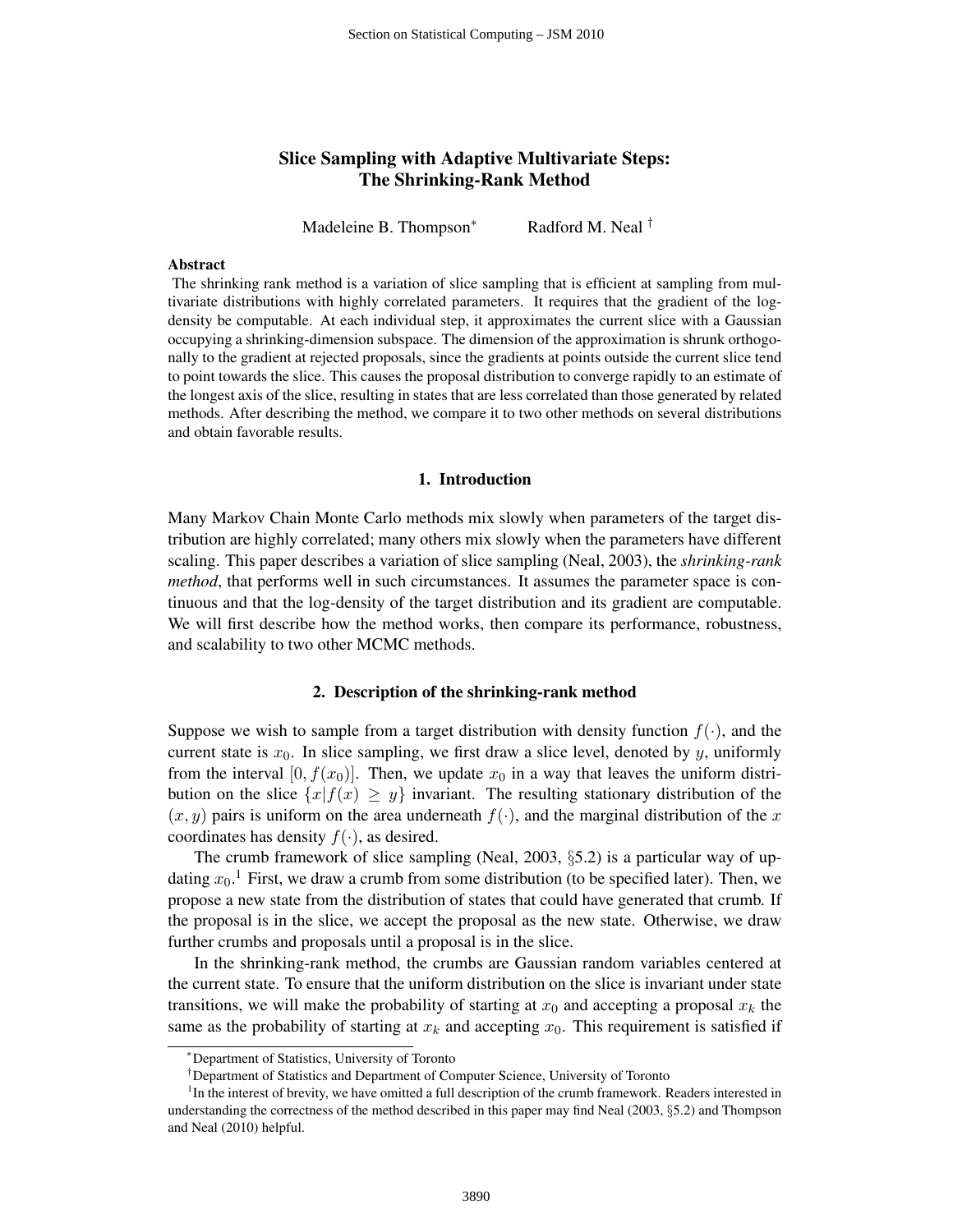# Slice Sampling with Adaptive Multivariate Steps: The Shrinking-Rank Method

Madeleine B. Thompson[*] Radford M. Neal[†]

**Abstract**

The shrinking rank method is a variation of slice sampling that is efficient at sampling from multivariate distributions with highly correlated parameters. It requires that the gradient of the log-density be computable. At each individual step, it approximates the current slice with a Gaussian occupying a shrinking-dimension subspace. The dimension of the approximation is shrunk orthogonally to the gradient at rejected proposals, since the gradients at points outside the current slice tend to point towards the slice. This causes the proposal distribution to converge rapidly to an estimate of the longest axis of the slice, resulting in states that are less correlated than those generated by related methods. After describing the method, we compare it to two other methods on several distributions and obtain favorable results.

## 1. Introduction

Many Markov Chain Monte Carlo methods mix slowly when parameters of the target distribution are highly correlated; many others mix slowly when the parameters have different scaling. This paper describes a variation of slice sampling (Neal, 2003), the *shrinking-rank method*, that performs well in such circumstances. It assumes the parameter space is continuous and that the log-density of the target distribution and its gradient are computable. We will first describe how the method works, then compare its performance, robustness, and scalability to two other MCMC methods.

## 2. Description of the shrinking-rank method

Suppose we wish to sample from a target distribution with density function $f(\cdot)$, and the current state is $x_0$. In slice sampling, we first draw a slice level, denoted by $y$, uniformly from the interval $[0, f(x_0)]$. Then, we update $x_0$ in a way that leaves the uniform distribution on the slice $\{x|f(x) \geq y\}$ invariant. The resulting stationary distribution of the $(x, y)$ pairs is uniform on the area underneath $f(\cdot)$, and the marginal distribution of the $x$ coordinates has density $f(\cdot)$, as desired.

The crumb framework of slice sampling (Neal, 2003, §5.2) is a particular way of updating $x_0$.[1] First, we draw a crumb from some distribution (to be specified later). Then, we propose a new state from the distribution of states that could have generated that crumb. If the proposal is in the slice, we accept the proposal as the new state. Otherwise, we draw further crumbs and proposals until a proposal is in the slice.

In the shrinking-rank method, the crumbs are Gaussian random variables centered at the current state. To ensure that the uniform distribution on the slice is invariant under state transitions, we will make the probability of starting at $x_0$ and accepting a proposal $x_k$ the same as the probability of starting at $x_k$ and accepting $x_0$. This requirement is satisfied if

---

[*] Department of Statistics, University of Toronto

[†] Department of Statistics and Department of Computer Science, University of Toronto

[1] In the interest of brevity, we have omitted a full description of the crumb framework. Readers interested in understanding the correctness of the method described in this paper may find Neal (2003, §5.2) and Thompson and Neal (2010) helpful.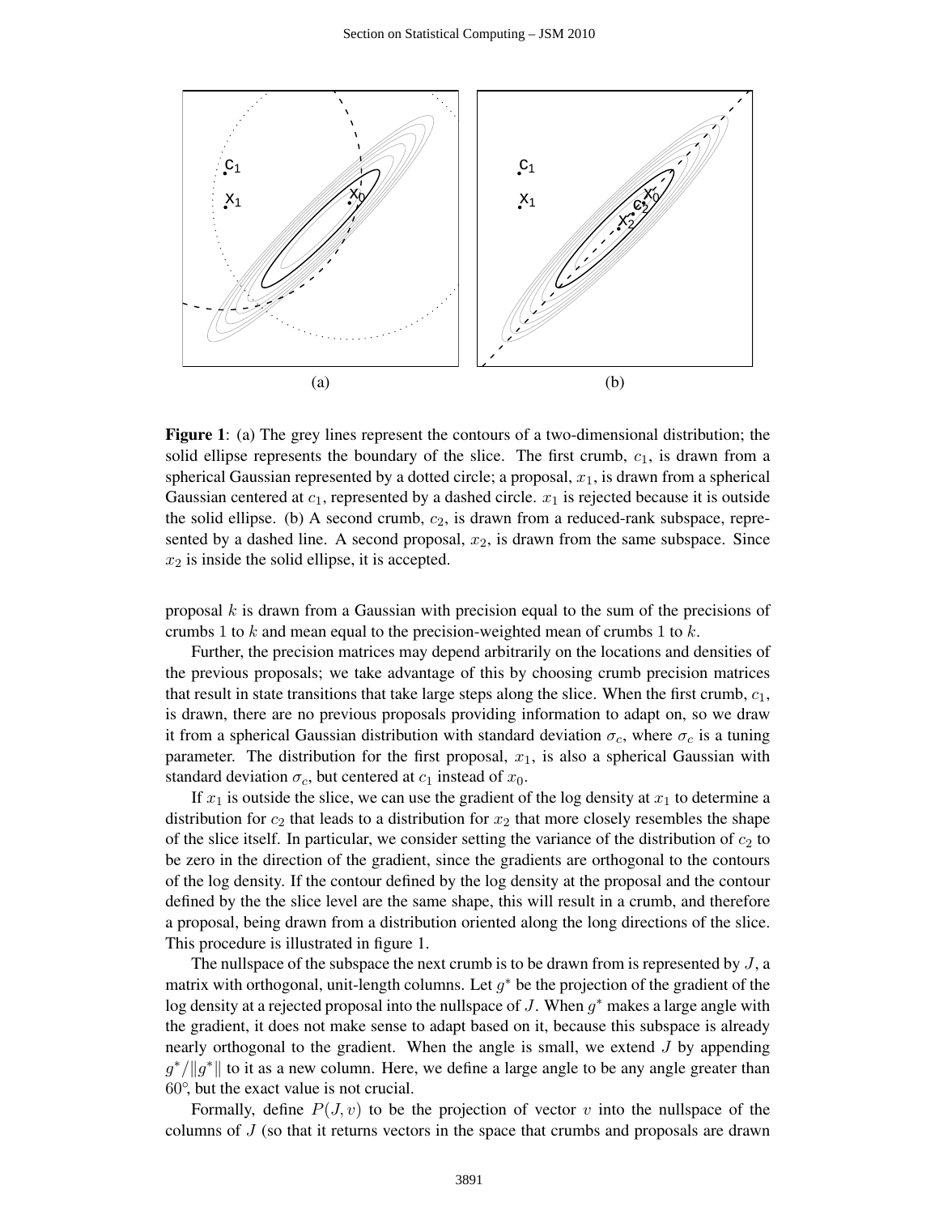**Figure 1**: (a) The grey lines represent the contours of a two-dimensional distribution; the solid ellipse represents the boundary of the slice. The first crumb, $c_1$, is drawn from a spherical Gaussian represented by a dotted circle; a proposal, $x_1$, is drawn from a spherical Gaussian centered at $c_1$, represented by a dashed circle. $x_1$ is rejected because it is outside the solid ellipse. (b) A second crumb, $c_2$, is drawn from a reduced-rank subspace, represented by a dashed line. A second proposal, $x_2$, is drawn from the same subspace. Since $x_2$ is inside the solid ellipse, it is accepted.

proposal $k$ is drawn from a Gaussian with precision equal to the sum of the precisions of crumbs 1 to $k$ and mean equal to the precision-weighted mean of crumbs 1 to $k$.

Further, the precision matrices may depend arbitrarily on the locations and densities of the previous proposals; we take advantage of this by choosing crumb precision matrices that result in state transitions that take large steps along the slice. When the first crumb, $c_1$, is drawn, there are no previous proposals providing information to adapt on, so we draw it from a spherical Gaussian distribution with standard deviation $\sigma_c$, where $\sigma_c$ is a tuning parameter. The distribution for the first proposal, $x_1$, is also a spherical Gaussian with standard deviation $\sigma_c$, but centered at $c_1$ instead of $x_0$.

If $x_1$ is outside the slice, we can use the gradient of the log density at $x_1$ to determine a distribution for $c_2$ that leads to a distribution for $x_2$ that more closely resembles the shape of the slice itself. In particular, we consider setting the variance of the distribution of $c_2$ to be zero in the direction of the gradient, since the gradients are orthogonal to the contours of the log density. If the contour defined by the log density at the proposal and the contour defined by the the slice level are the same shape, this will result in a crumb, and therefore a proposal, being drawn from a distribution oriented along the long directions of the slice. This procedure is illustrated in figure 1.

The nullspace of the subspace the next crumb is to be drawn from is represented by $J$, a matrix with orthogonal, unit-length columns. Let $g^*$ be the projection of the gradient of the log density at a rejected proposal into the nullspace of $J$. When $g^*$ makes a large angle with the gradient, it does not make sense to adapt based on it, because this subspace is already nearly orthogonal to the gradient. When the angle is small, we extend $J$ by appending $g^*/\|g^*\|$ to it as a new column. Here, we define a large angle to be any angle greater than 60°, but the exact value is not crucial.

Formally, define $P(J, v)$ to be the projection of vector $v$ into the nullspace of the columns of $J$ (so that it returns vectors in the space that crumbs and proposals are drawn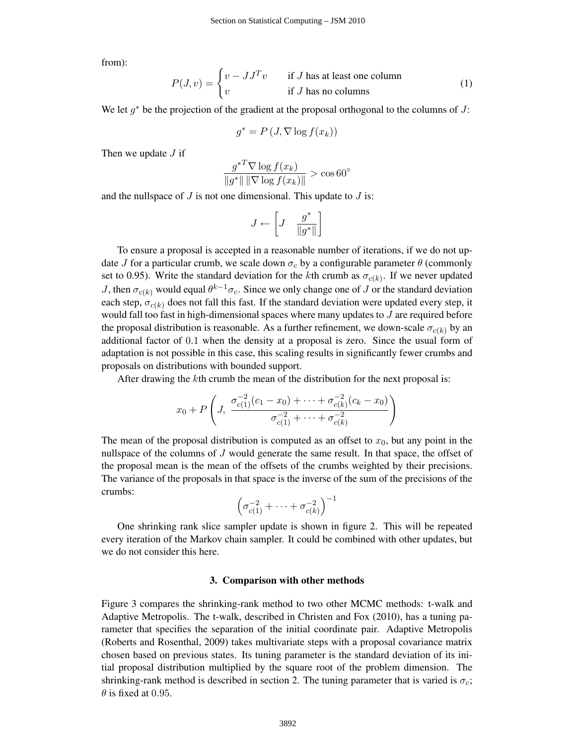from):

$$P(J, v) = \begin{cases} v - JJ^T v & \text{if } J \text{ has at least one column} \\ v & \text{if } J \text{ has no columns} \end{cases} \tag{1}$$

We let $g^*$ be the projection of the gradient at the proposal orthogonal to the columns of $J$:

$$g^* = P\left(J, \nabla \log f(x_k)\right)$$

Then we update $J$ if

$$\frac{g^{*T} \nabla \log f(x_k)}{\|g^*\| \, \|\nabla \log f(x_k)\|} > \cos 60^\circ$$

and the nullspace of $J$ is not one dimensional. This update to $J$ is:

$$J \leftarrow \begin{bmatrix} J & \frac{g^*}{\|g^*\|} \end{bmatrix}$$

To ensure a proposal is accepted in a reasonable number of iterations, if we do not update $J$ for a particular crumb, we scale down $\sigma_c$ by a configurable parameter $\theta$ (commonly set to 0.95). Write the standard deviation for the $k$th crumb as $\sigma_{c(k)}$. If we never updated $J$, then $\sigma_{c(k)}$ would equal $\theta^{k-1}\sigma_c$. Since we only change one of $J$ or the standard deviation each step, $\sigma_{c(k)}$ does not fall this fast. If the standard deviation were updated every step, it would fall too fast in high-dimensional spaces where many updates to $J$ are required before the proposal distribution is reasonable. As a further refinement, we down-scale $\sigma_{c(k)}$ by an additional factor of $0.1$ when the density at a proposal is zero. Since the usual form of adaptation is not possible in this case, this scaling results in significantly fewer crumbs and proposals on distributions with bounded support.

After drawing the $k$th crumb the mean of the distribution for the next proposal is:

$$x_0 + P\left(J, \ \frac{\sigma_{c(1)}^{-2}(c_1 - x_0) + \cdots + \sigma_{c(k)}^{-2}(c_k - x_0)}{\sigma_{c(1)}^{-2} + \cdots + \sigma_{c(k)}^{-2}}\right)$$

The mean of the proposal distribution is computed as an offset to $x_0$, but any point in the nullspace of the columns of $J$ would generate the same result. In that space, the offset of the proposal mean is the mean of the offsets of the crumbs weighted by their precisions. The variance of the proposals in that space is the inverse of the sum of the precisions of the crumbs:

$$\left(\sigma_{c(1)}^{-2} + \cdots + \sigma_{c(k)}^{-2}\right)^{-1}$$

One shrinking rank slice sampler update is shown in figure 2. This will be repeated every iteration of the Markov chain sampler. It could be combined with other updates, but we do not consider this here.

## 3. Comparison with other methods

Figure 3 compares the shrinking-rank method to two other MCMC methods: t-walk and Adaptive Metropolis. The t-walk, described in Christen and Fox (2010), has a tuning parameter that specifies the separation of the initial coordinate pair. Adaptive Metropolis (Roberts and Rosenthal, 2009) takes multivariate steps with a proposal covariance matrix chosen based on previous states. Its tuning parameter is the standard deviation of its initial proposal distribution multiplied by the square root of the problem dimension. The shrinking-rank method is described in section 2. The tuning parameter that is varied is $\sigma_c$; $\theta$ is fixed at $0.95$.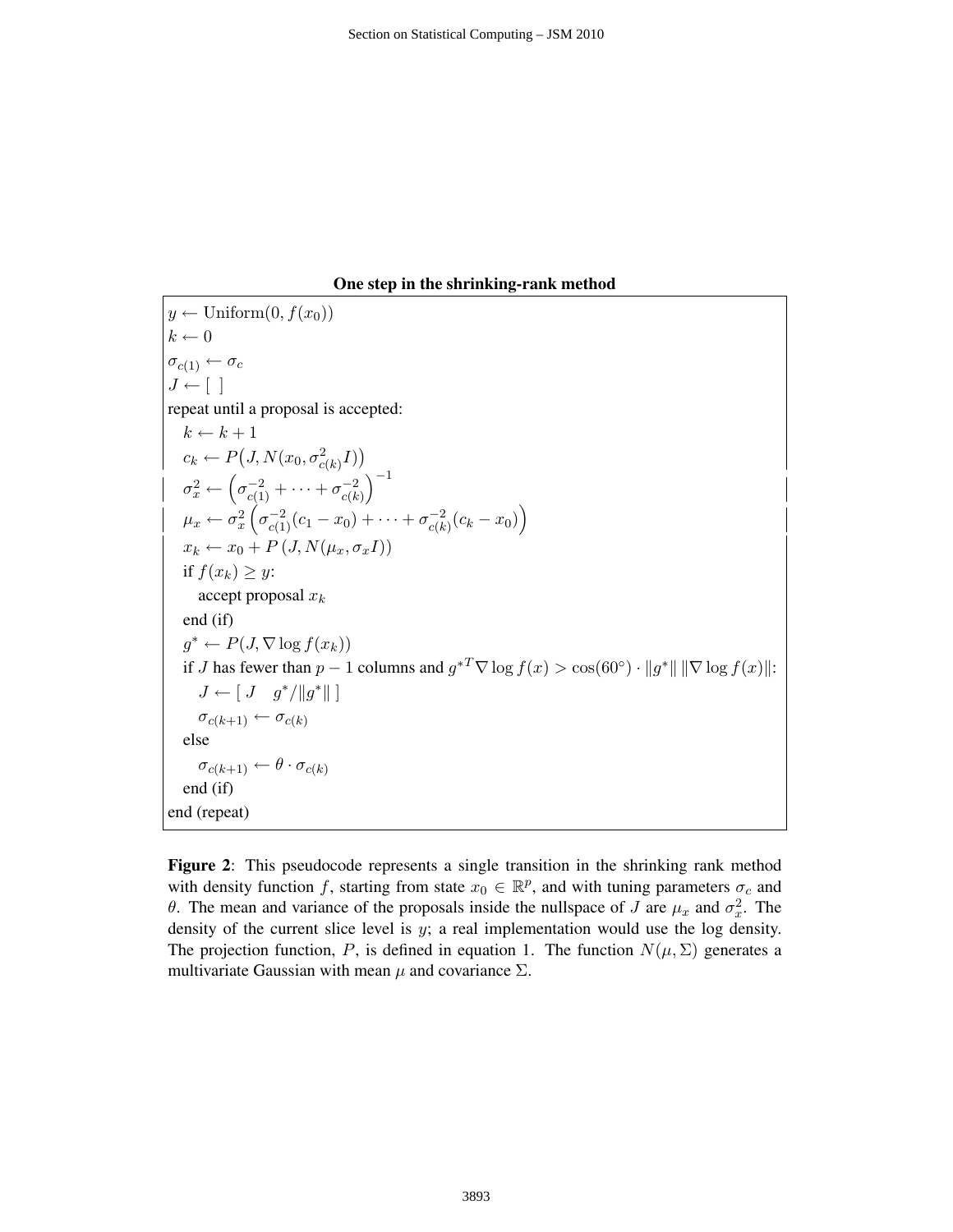**One step in the shrinking-rank method**

$y \leftarrow \text{Uniform}(0, f(x_0))$
$k \leftarrow 0$
$\sigma_{c(1)} \leftarrow \sigma_c$
$J \leftarrow [\ ]$
repeat until a proposal is accepted:
  $k \leftarrow k + 1$
  $c_k \leftarrow P\big(J, N(x_0, \sigma^2_{c(k)} I)\big)$
  $\sigma_x^2 \leftarrow \left(\sigma_{c(1)}^{-2} + \cdots + \sigma_{c(k)}^{-2}\right)^{-1}$
  $\mu_x \leftarrow \sigma_x^2 \left(\sigma_{c(1)}^{-2}(c_1 - x_0) + \cdots + \sigma_{c(k)}^{-2}(c_k - x_0)\right)$
  $x_k \leftarrow x_0 + P\left(J, N(\mu_x, \sigma_x I)\right)$
  if $f(x_k) \geq y$:
    accept proposal $x_k$
  end (if)
  $g^* \leftarrow P(J, \nabla \log f(x_k))$
  if $J$ has fewer than $p - 1$ columns and $g^{*T} \nabla \log f(x) > \cos(60^\circ) \cdot \|g^*\| \, \|\nabla \log f(x)\|$:
    $J \leftarrow [\ J \quad g^*/\|g^*\|\ ]$
    $\sigma_{c(k+1)} \leftarrow \sigma_{c(k)}$
  else
    $\sigma_{c(k+1)} \leftarrow \theta \cdot \sigma_{c(k)}$
  end (if)
end (repeat)

**Figure 2**: This pseudocode represents a single transition in the shrinking rank method with density function $f$, starting from state $x_0 \in \mathbb{R}^p$, and with tuning parameters $\sigma_c$ and $\theta$. The mean and variance of the proposals inside the nullspace of $J$ are $\mu_x$ and $\sigma_x^2$. The density of the current slice level is $y$; a real implementation would use the log density. The projection function, $P$, is defined in equation 1. The function $N(\mu, \Sigma)$ generates a multivariate Gaussian with mean $\mu$ and covariance $\Sigma$.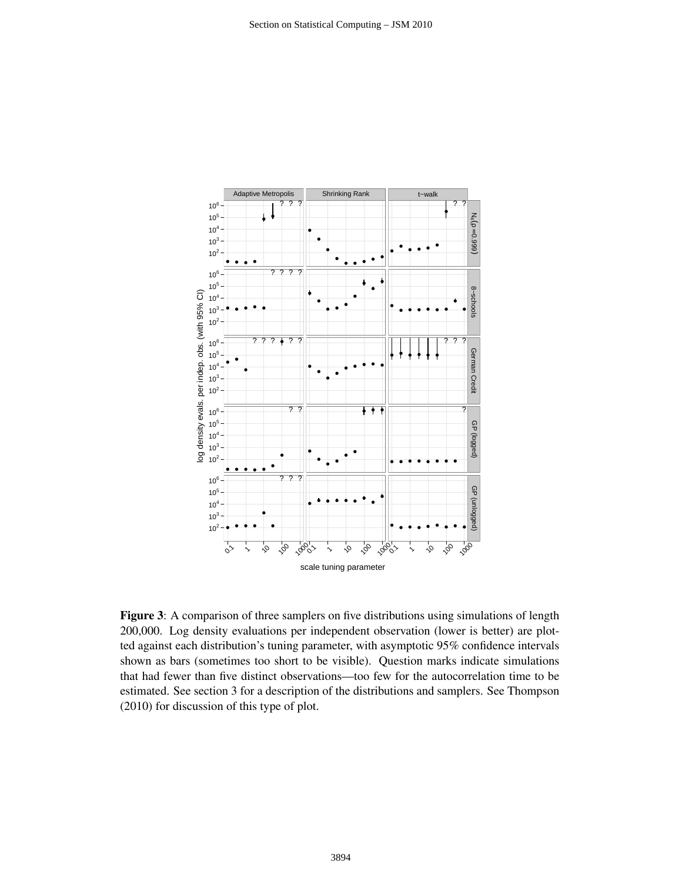**Figure 3**: A comparison of three samplers on five distributions using simulations of length 200,000. Log density evaluations per independent observation (lower is better) are plotted against each distribution's tuning parameter, with asymptotic 95% confidence intervals shown as bars (sometimes too short to be visible). Question marks indicate simulations that had fewer than five distinct observations—too few for the autocorrelation time to be estimated. See section 3 for a description of the distributions and samplers. See Thompson (2010) for discussion of this type of plot.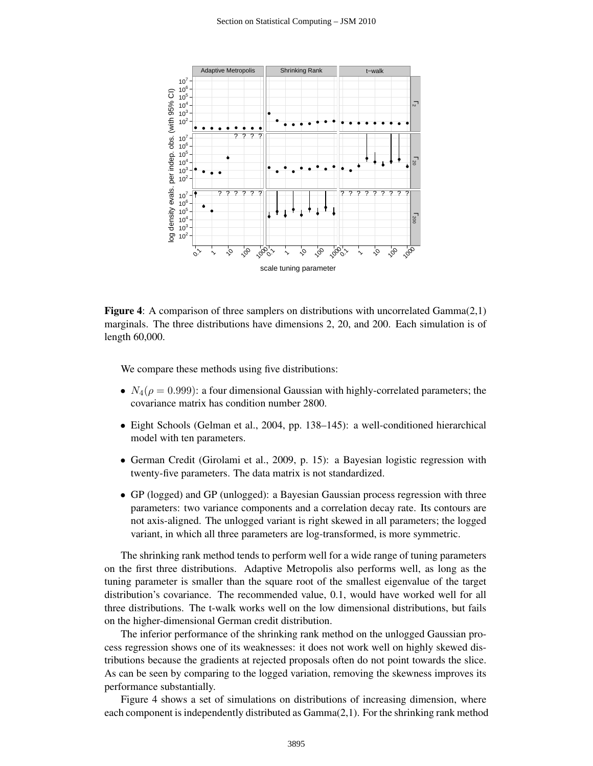**Figure 4**: A comparison of three samplers on distributions with uncorrelated Gamma(2,1) marginals. The three distributions have dimensions 2, 20, and 200. Each simulation is of length 60,000.

We compare these methods using five distributions:

- $N_4(\rho = 0.999)$: a four dimensional Gaussian with highly-correlated parameters; the covariance matrix has condition number 2800.
- Eight Schools (Gelman et al., 2004, pp. 138–145): a well-conditioned hierarchical model with ten parameters.
- German Credit (Girolami et al., 2009, p. 15): a Bayesian logistic regression with twenty-five parameters. The data matrix is not standardized.
- GP (logged) and GP (unlogged): a Bayesian Gaussian process regression with three parameters: two variance components and a correlation decay rate. Its contours are not axis-aligned. The unlogged variant is right skewed in all parameters; the logged variant, in which all three parameters are log-transformed, is more symmetric.

The shrinking rank method tends to perform well for a wide range of tuning parameters on the first three distributions. Adaptive Metropolis also performs well, as long as the tuning parameter is smaller than the square root of the smallest eigenvalue of the target distribution's covariance. The recommended value, 0.1, would have worked well for all three distributions. The t-walk works well on the low dimensional distributions, but fails on the higher-dimensional German credit distribution.

The inferior performance of the shrinking rank method on the unlogged Gaussian process regression shows one of its weaknesses: it does not work well on highly skewed distributions because the gradients at rejected proposals often do not point towards the slice. As can be seen by comparing to the logged variation, removing the skewness improves its performance substantially.

Figure 4 shows a set of simulations on distributions of increasing dimension, where each component is independently distributed as Gamma(2,1). For the shrinking rank method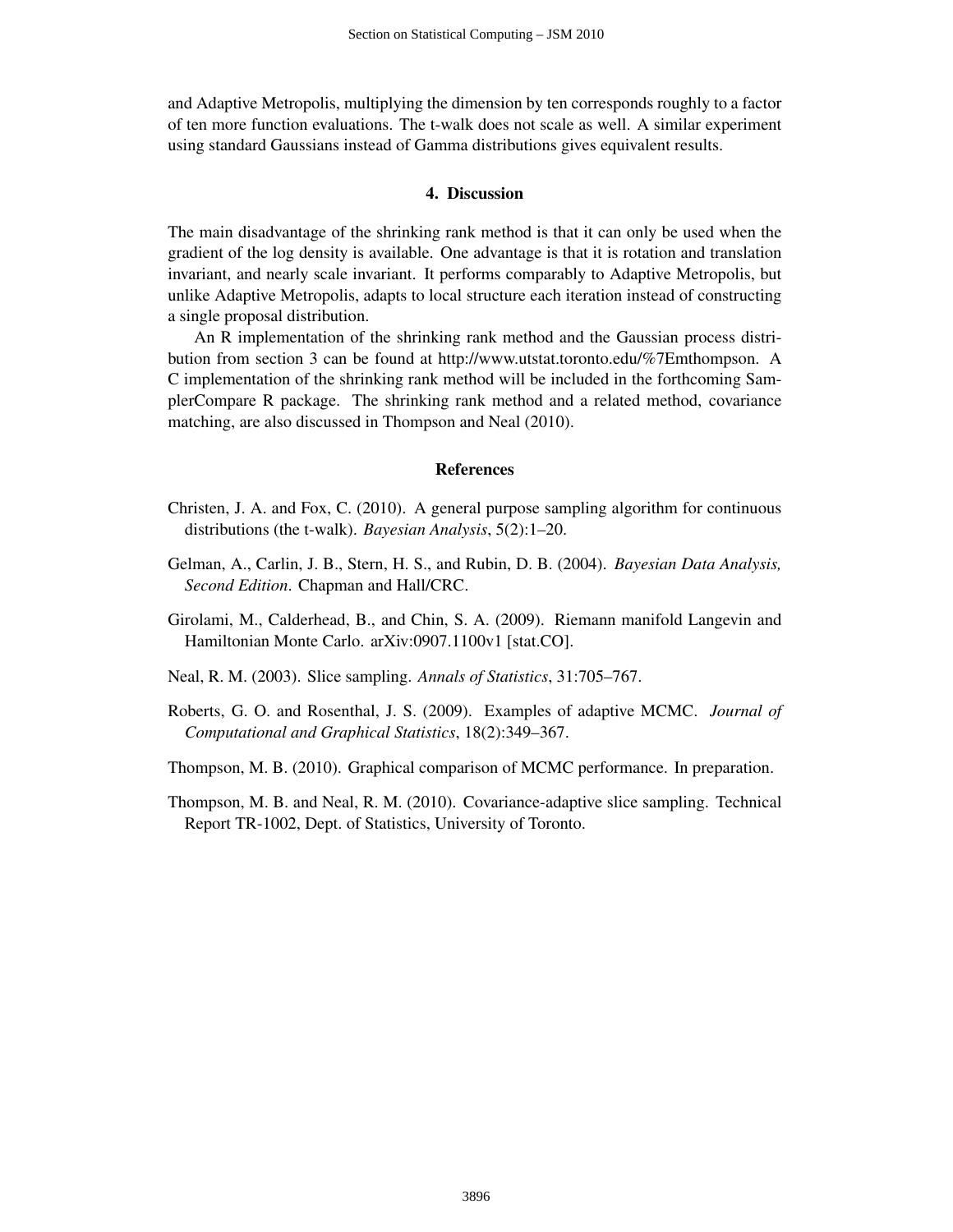and Adaptive Metropolis, multiplying the dimension by ten corresponds roughly to a factor of ten more function evaluations. The t-walk does not scale as well. A similar experiment using standard Gaussians instead of Gamma distributions gives equivalent results.

## 4. Discussion

The main disadvantage of the shrinking rank method is that it can only be used when the gradient of the log density is available. One advantage is that it is rotation and translation invariant, and nearly scale invariant. It performs comparably to Adaptive Metropolis, but unlike Adaptive Metropolis, adapts to local structure each iteration instead of constructing a single proposal distribution.

An R implementation of the shrinking rank method and the Gaussian process distribution from section 3 can be found at http://www.utstat.toronto.edu/%7Emthompson. A C implementation of the shrinking rank method will be included in the forthcoming SamplerCompare R package. The shrinking rank method and a related method, covariance matching, are also discussed in Thompson and Neal (2010).

## References

Christen, J. A. and Fox, C. (2010). A general purpose sampling algorithm for continuous distributions (the t-walk). *Bayesian Analysis*, 5(2):1–20.

Gelman, A., Carlin, J. B., Stern, H. S., and Rubin, D. B. (2004). *Bayesian Data Analysis, Second Edition*. Chapman and Hall/CRC.

Girolami, M., Calderhead, B., and Chin, S. A. (2009). Riemann manifold Langevin and Hamiltonian Monte Carlo. arXiv:0907.1100v1 [stat.CO].

Neal, R. M. (2003). Slice sampling. *Annals of Statistics*, 31:705–767.

Roberts, G. O. and Rosenthal, J. S. (2009). Examples of adaptive MCMC. *Journal of Computational and Graphical Statistics*, 18(2):349–367.

Thompson, M. B. (2010). Graphical comparison of MCMC performance. In preparation.

Thompson, M. B. and Neal, R. M. (2010). Covariance-adaptive slice sampling. Technical Report TR-1002, Dept. of Statistics, University of Toronto.